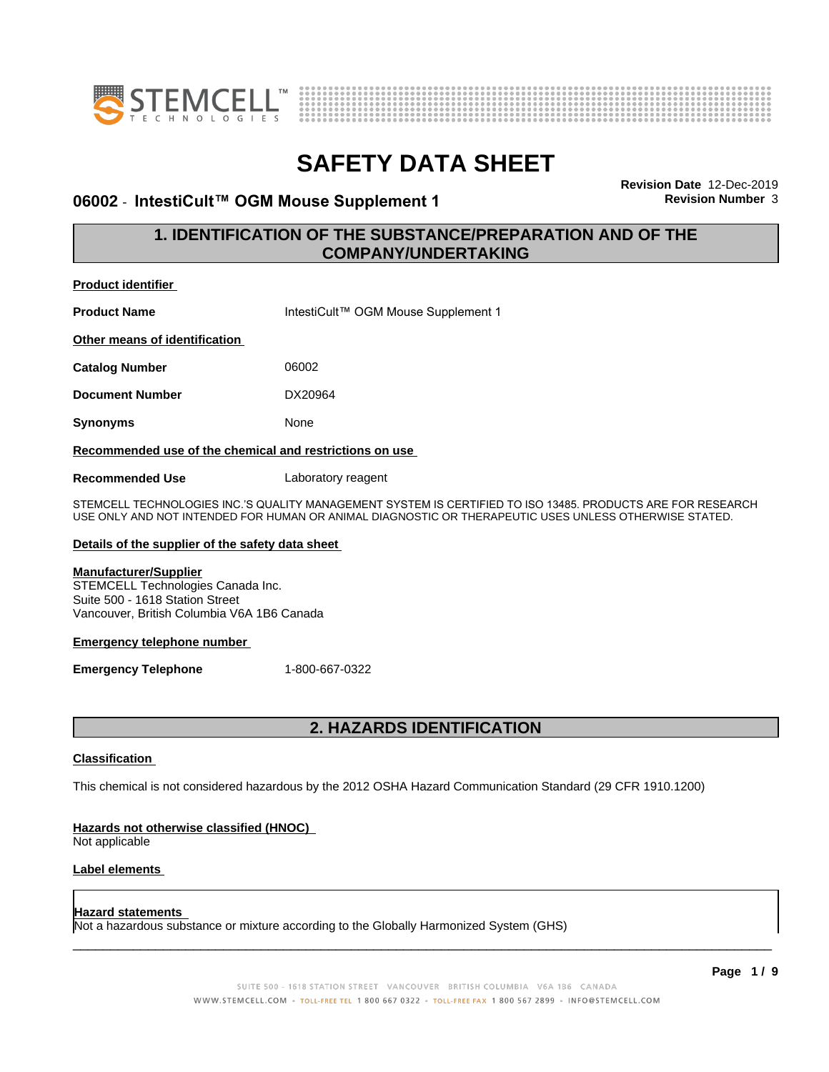# SAFETY DATA SHEET

**06002 - IntestiCult™ OGM Mouse Supplement 1**

**Revision Date** 12-Dec-2019
**Revision Number** 3

## 1. IDENTIFICATION OF THE SUBSTANCE/PREPARATION AND OF THE COMPANY/UNDERTAKING

**Product identifier**

**Product Name** IntestiCult™ OGM Mouse Supplement 1

**Other means of identification**

**Catalog Number** 06002

**Document Number** DX20964

**Synonyms** None

**Recommended use of the chemical and restrictions on use**

**Recommended Use** Laboratory reagent

STEMCELL TECHNOLOGIES INC.'S QUALITY MANAGEMENT SYSTEM IS CERTIFIED TO ISO 13485. PRODUCTS ARE FOR RESEARCH USE ONLY AND NOT INTENDED FOR HUMAN OR ANIMAL DIAGNOSTIC OR THERAPEUTIC USES UNLESS OTHERWISE STATED.

**Details of the supplier of the safety data sheet**

**Manufacturer/Supplier**
STEMCELL Technologies Canada Inc.
Suite 500 - 1618 Station Street
Vancouver, British Columbia V6A 1B6 Canada

**Emergency telephone number**

**Emergency Telephone** 1-800-667-0322

## 2. HAZARDS IDENTIFICATION

**Classification**

This chemical is not considered hazardous by the 2012 OSHA Hazard Communication Standard (29 CFR 1910.1200)

**Hazards not otherwise classified (HNOC)**
Not applicable

**Label elements**

**Hazard statements**
Not a hazardous substance or mixture according to the Globally Harmonized System (GHS)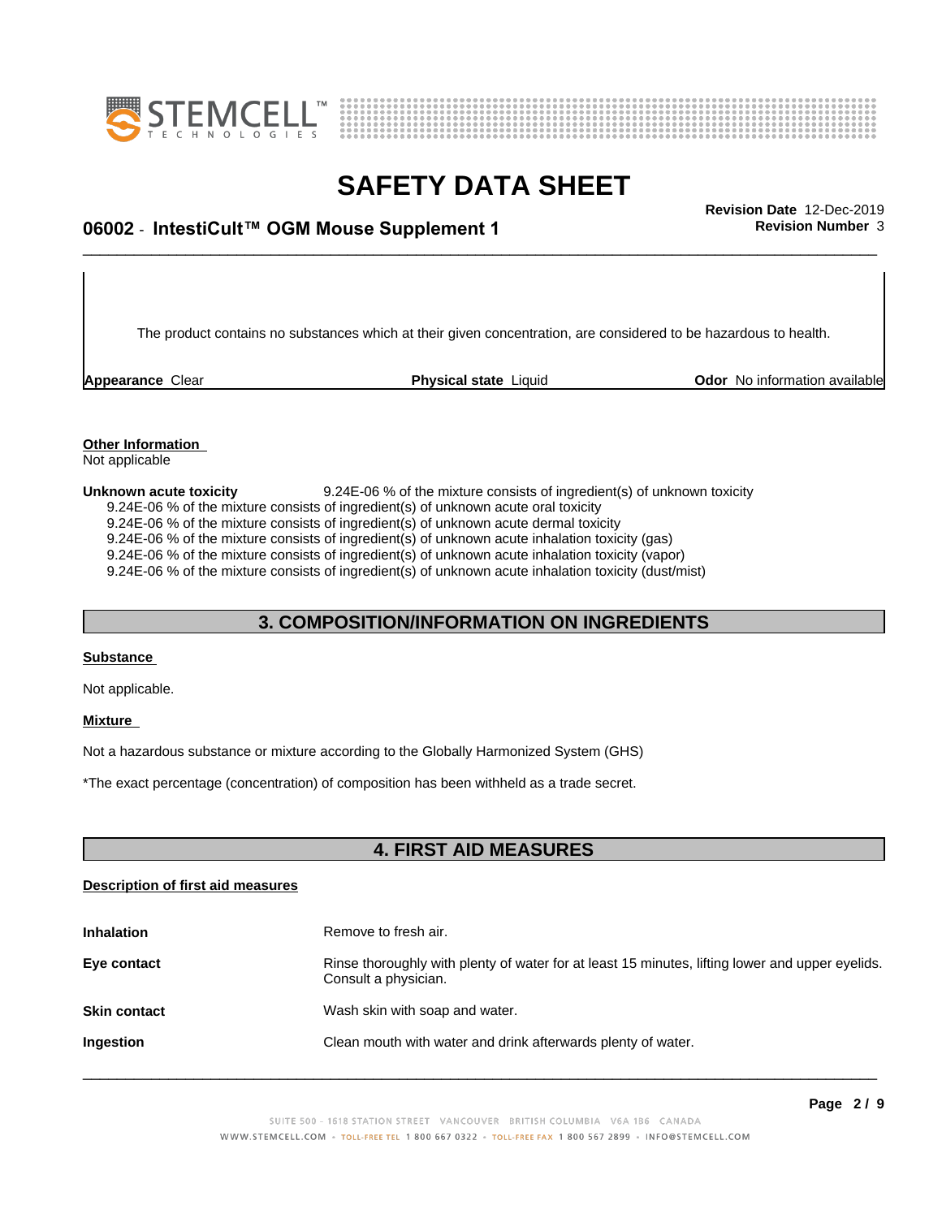The product contains no substances which at their given concentration, are considered to be hazardous to health.

| **Appearance** Clear | **Physical state** Liquid | **Odor** No information available |
|---|---|---|

**Other Information**
Not applicable

**Unknown acute toxicity** 9.24E-06 % of the mixture consists of ingredient(s) of unknown toxicity
9.24E-06 % of the mixture consists of ingredient(s) of unknown acute oral toxicity
9.24E-06 % of the mixture consists of ingredient(s) of unknown acute dermal toxicity
9.24E-06 % of the mixture consists of ingredient(s) of unknown acute inhalation toxicity (gas)
9.24E-06 % of the mixture consists of ingredient(s) of unknown acute inhalation toxicity (vapor)
9.24E-06 % of the mixture consists of ingredient(s) of unknown acute inhalation toxicity (dust/mist)

## 3. COMPOSITION/INFORMATION ON INGREDIENTS

**Substance**

Not applicable.

**Mixture**

Not a hazardous substance or mixture according to the Globally Harmonized System (GHS)

*The exact percentage (concentration) of composition has been withheld as a trade secret.

## 4. FIRST AID MEASURES

**Description of first aid measures**

| | |
|---|---|
| **Inhalation** | Remove to fresh air. |
| **Eye contact** | Rinse thoroughly with plenty of water for at least 15 minutes, lifting lower and upper eyelids. Consult a physician. |
| **Skin contact** | Wash skin with soap and water. |
| **Ingestion** | Clean mouth with water and drink afterwards plenty of water. |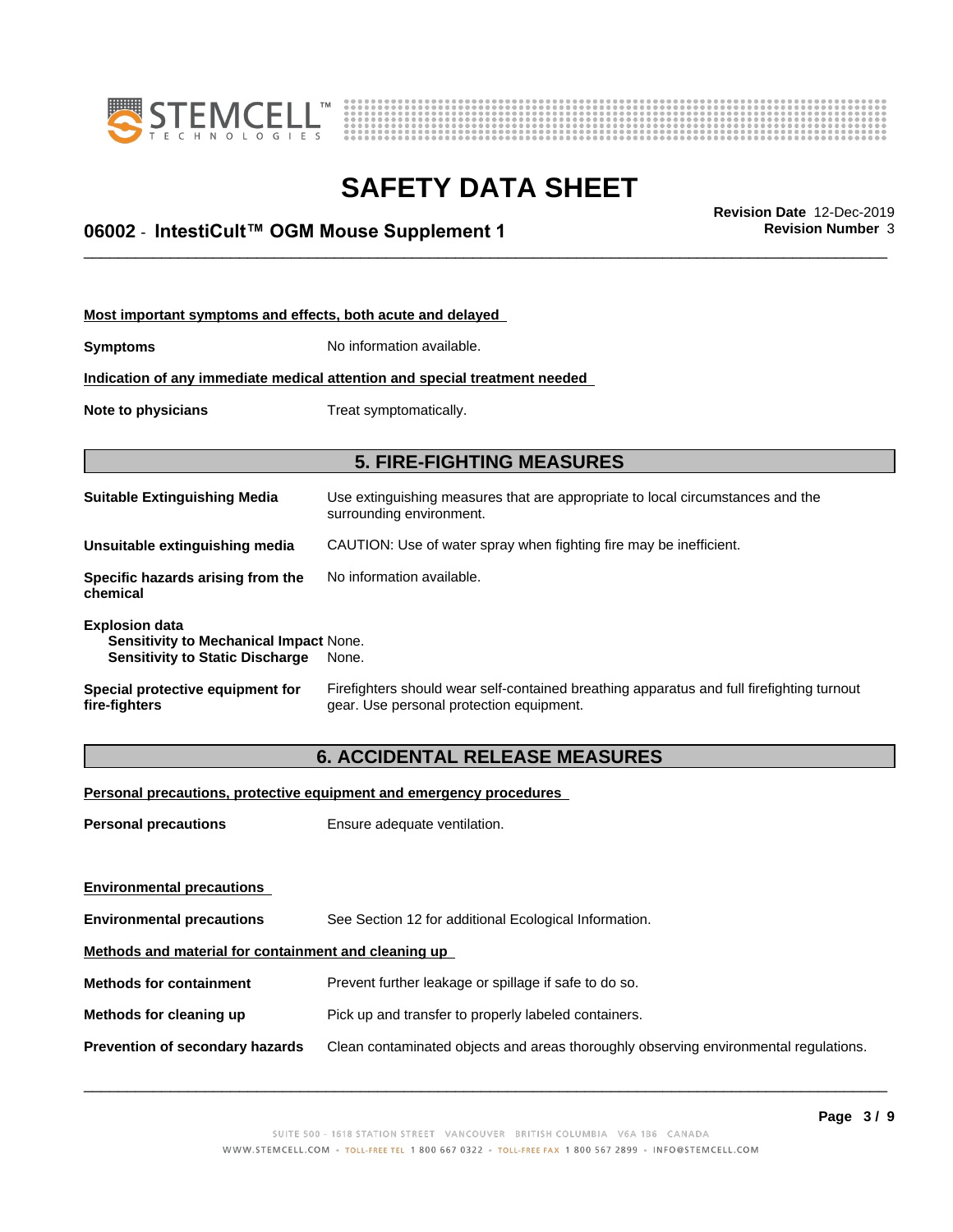**Most important symptoms and effects, both acute and delayed**

**Symptoms** No information available.

**Indication of any immediate medical attention and special treatment needed**

**Note to physicians** Treat symptomatically.

## 5. FIRE-FIGHTING MEASURES

**Suitable Extinguishing Media** Use extinguishing measures that are appropriate to local circumstances and the surrounding environment.

**Unsuitable extinguishing media** CAUTION: Use of water spray when fighting fire may be inefficient.

**Specific hazards arising from the chemical** No information available.

**Explosion data**
**Sensitivity to Mechanical Impact** None.
**Sensitivity to Static Discharge** None.

**Special protective equipment for fire-fighters** Firefighters should wear self-contained breathing apparatus and full firefighting turnout gear. Use personal protection equipment.

## 6. ACCIDENTAL RELEASE MEASURES

**Personal precautions, protective equipment and emergency procedures**

**Personal precautions** Ensure adequate ventilation.

**Environmental precautions**

**Environmental precautions** See Section 12 for additional Ecological Information.

**Methods and material for containment and cleaning up**

**Methods for containment** Prevent further leakage or spillage if safe to do so.

**Methods for cleaning up** Pick up and transfer to properly labeled containers.

**Prevention of secondary hazards** Clean contaminated objects and areas thoroughly observing environmental regulations.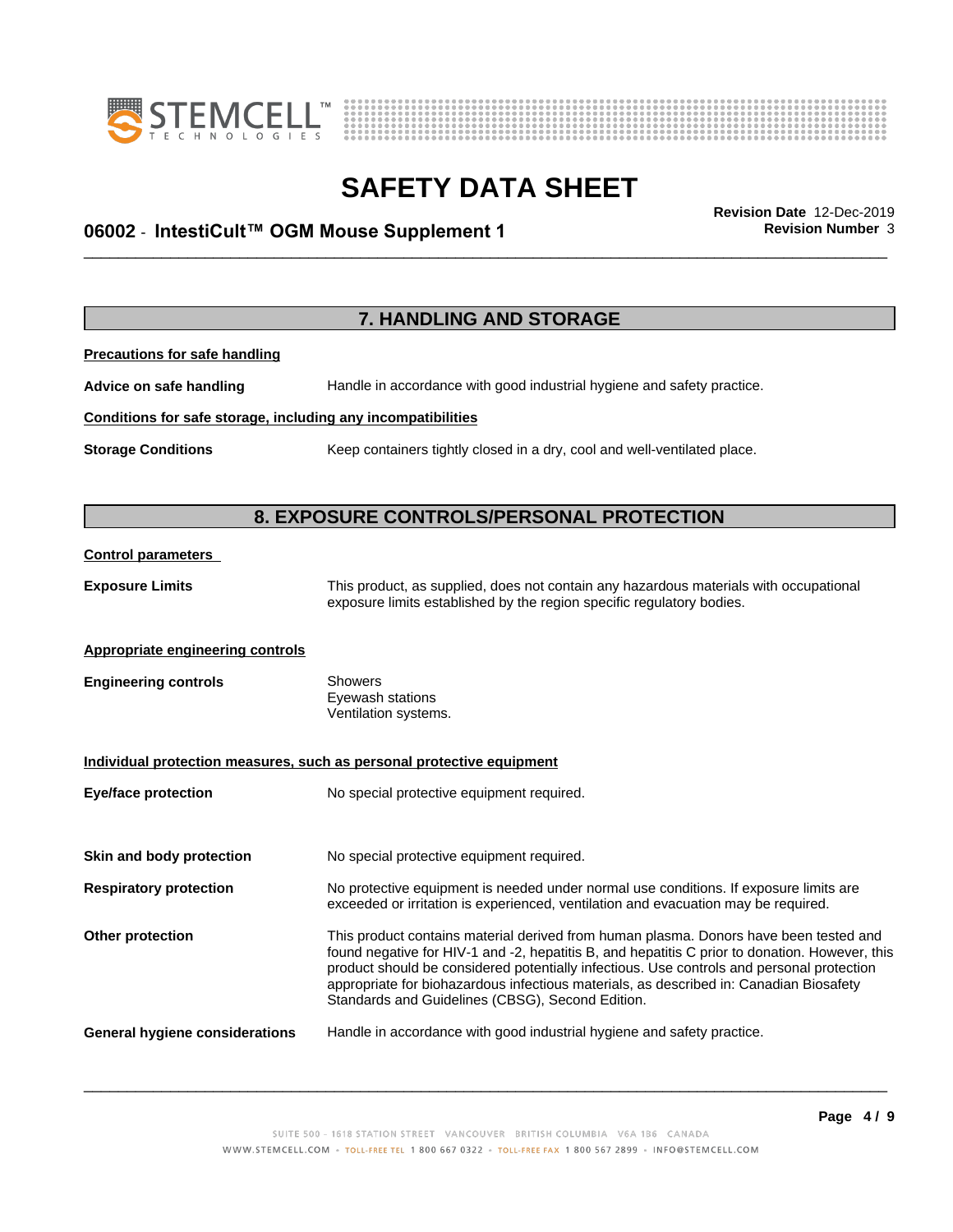## 7. HANDLING AND STORAGE

**Precautions for safe handling**

**Advice on safe handling** Handle in accordance with good industrial hygiene and safety practice.

**Conditions for safe storage, including any incompatibilities**

**Storage Conditions** Keep containers tightly closed in a dry, cool and well-ventilated place.

## 8. EXPOSURE CONTROLS/PERSONAL PROTECTION

**Control parameters**

**Exposure Limits** This product, as supplied, does not contain any hazardous materials with occupational exposure limits established by the region specific regulatory bodies.

**Appropriate engineering controls**

**Engineering controls** Showers
Eyewash stations
Ventilation systems.

**Individual protection measures, such as personal protective equipment**

**Eye/face protection** No special protective equipment required.

**Skin and body protection** No special protective equipment required.

**Respiratory protection** No protective equipment is needed under normal use conditions. If exposure limits are exceeded or irritation is experienced, ventilation and evacuation may be required.

**Other protection** This product contains material derived from human plasma. Donors have been tested and found negative for HIV-1 and -2, hepatitis B, and hepatitis C prior to donation. However, this product should be considered potentially infectious. Use controls and personal protection appropriate for biohazardous infectious materials, as described in: Canadian Biosafety Standards and Guidelines (CBSG), Second Edition.

**General hygiene considerations** Handle in accordance with good industrial hygiene and safety practice.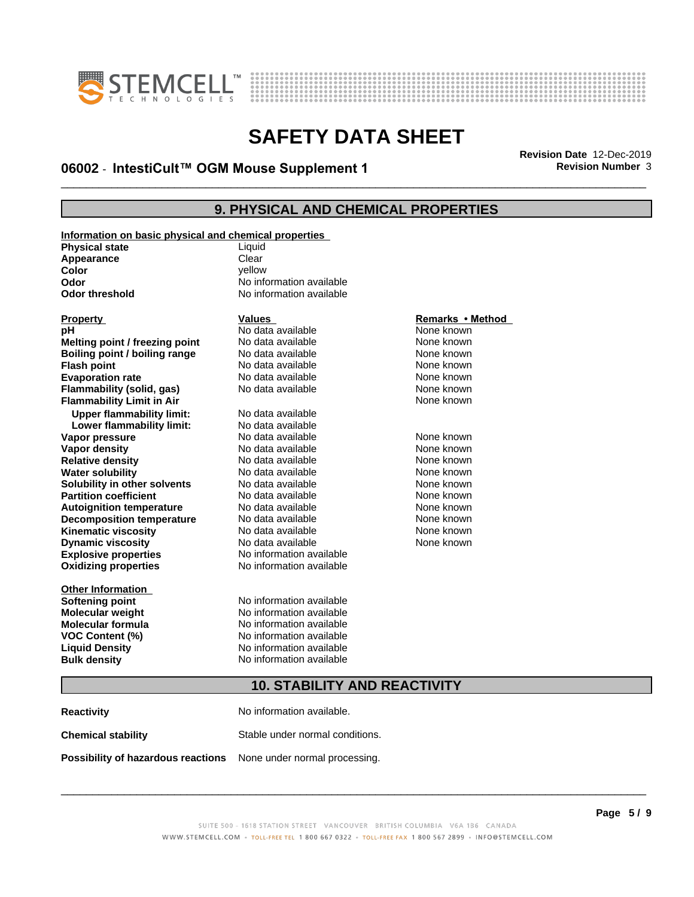## 9. PHYSICAL AND CHEMICAL PROPERTIES

**Information on basic physical and chemical properties**

| | |
|---|---|
| **Physical state** | Liquid |
| **Appearance** | Clear |
| **Color** | yellow |
| **Odor** | No information available |
| **Odor threshold** | No information available |

| Property | Values | Remarks • Method |
|---|---|---|
| **pH** | No data available | None known |
| **Melting point / freezing point** | No data available | None known |
| **Boiling point / boiling range** | No data available | None known |
| **Flash point** | No data available | None known |
| **Evaporation rate** | No data available | None known |
| **Flammability (solid, gas)** | No data available | None known |
| **Flammability Limit in Air** | | None known |
| **Upper flammability limit:** | No data available | |
| **Lower flammability limit:** | No data available | |
| **Vapor pressure** | No data available | None known |
| **Vapor density** | No data available | None known |
| **Relative density** | No data available | None known |
| **Water solubility** | No data available | None known |
| **Solubility in other solvents** | No data available | None known |
| **Partition coefficient** | No data available | None known |
| **Autoignition temperature** | No data available | None known |
| **Decomposition temperature** | No data available | None known |
| **Kinematic viscosity** | No data available | None known |
| **Dynamic viscosity** | No data available | None known |
| **Explosive properties** | No information available | |
| **Oxidizing properties** | No information available | |

**Other Information**

| | |
|---|---|
| **Softening point** | No information available |
| **Molecular weight** | No information available |
| **Molecular formula** | No information available |
| **VOC Content (%)** | No information available |
| **Liquid Density** | No information available |
| **Bulk density** | No information available |

## 10. STABILITY AND REACTIVITY

| | |
|---|---|
| **Reactivity** | No information available. |
| **Chemical stability** | Stable under normal conditions. |
| **Possibility of hazardous reactions** | None under normal processing. |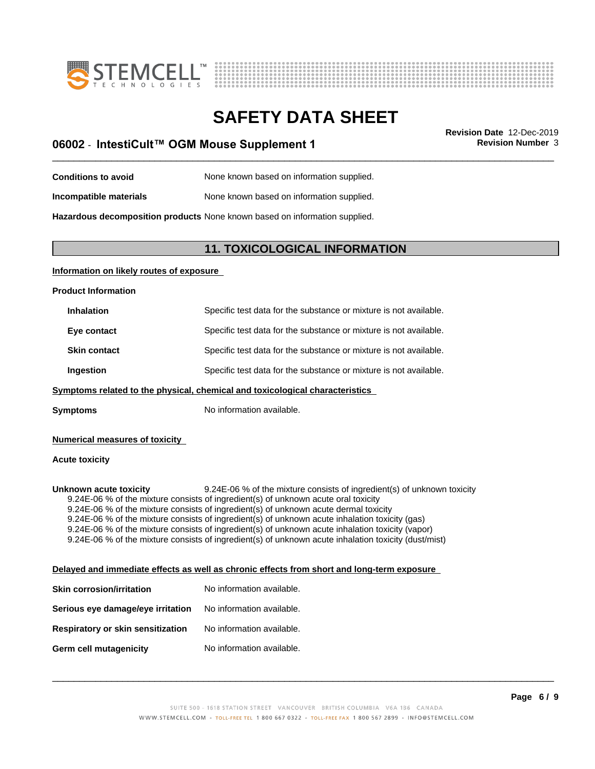| | |
|---|---|
| **Conditions to avoid** | None known based on information supplied. |
| **Incompatible materials** | None known based on information supplied. |
| **Hazardous decomposition products** | None known based on information supplied. |

## 11. TOXICOLOGICAL INFORMATION

**Information on likely routes of exposure**

**Product Information**

| | |
|---|---|
| **Inhalation** | Specific test data for the substance or mixture is not available. |
| **Eye contact** | Specific test data for the substance or mixture is not available. |
| **Skin contact** | Specific test data for the substance or mixture is not available. |
| **Ingestion** | Specific test data for the substance or mixture is not available. |

**Symptoms related to the physical, chemical and toxicological characteristics**

**Symptoms** No information available.

**Numerical measures of toxicity**

**Acute toxicity**

**Unknown acute toxicity** 9.24E-06 % of the mixture consists of ingredient(s) of unknown toxicity

9.24E-06 % of the mixture consists of ingredient(s) of unknown acute oral toxicity
9.24E-06 % of the mixture consists of ingredient(s) of unknown acute dermal toxicity
9.24E-06 % of the mixture consists of ingredient(s) of unknown acute inhalation toxicity (gas)
9.24E-06 % of the mixture consists of ingredient(s) of unknown acute inhalation toxicity (vapor)
9.24E-06 % of the mixture consists of ingredient(s) of unknown acute inhalation toxicity (dust/mist)

**Delayed and immediate effects as well as chronic effects from short and long-term exposure**

| | |
|---|---|
| **Skin corrosion/irritation** | No information available. |
| **Serious eye damage/eye irritation** | No information available. |
| **Respiratory or skin sensitization** | No information available. |
| **Germ cell mutagenicity** | No information available. |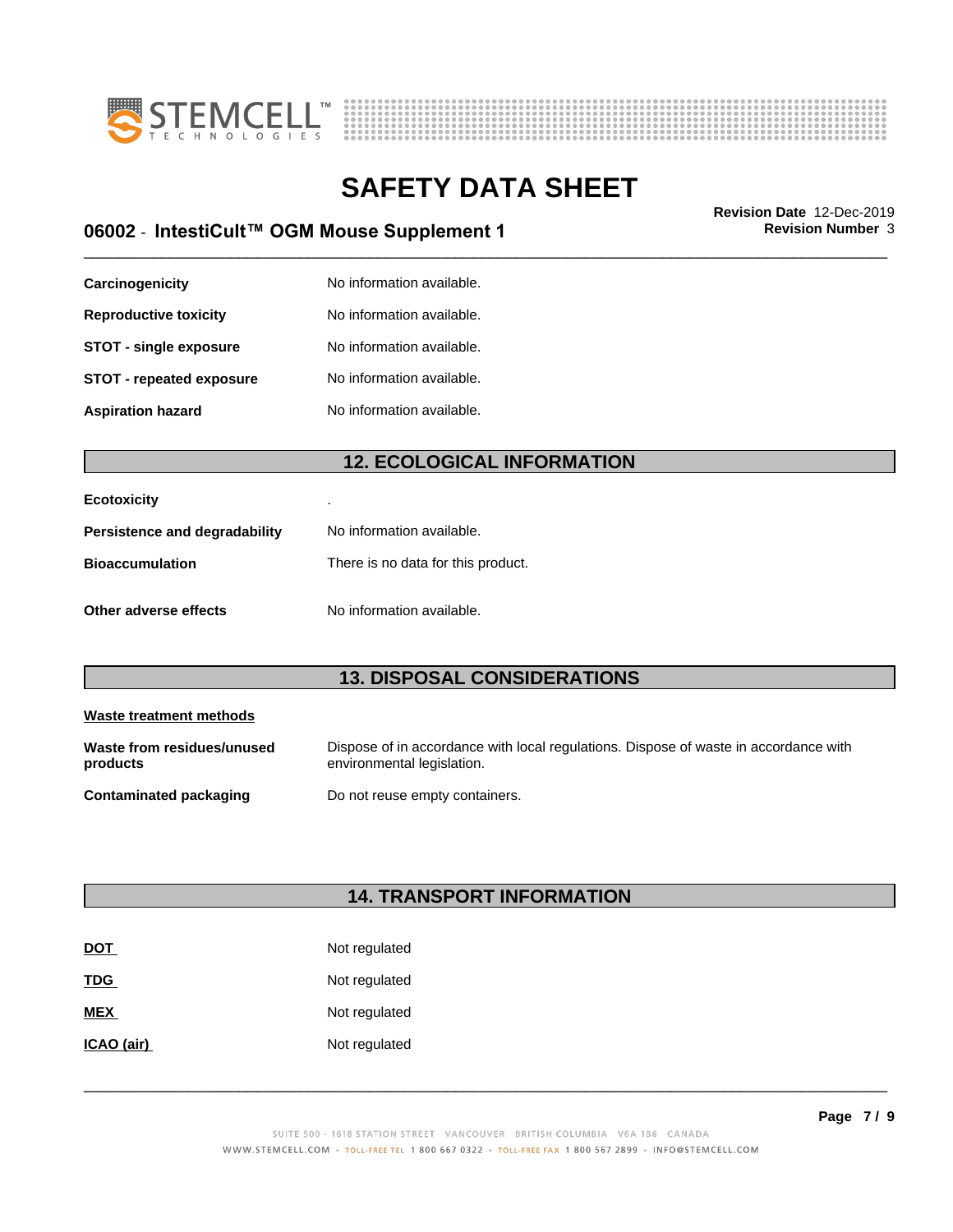| | |
|---|---|
| **Carcinogenicity** | No information available. |
| **Reproductive toxicity** | No information available. |
| **STOT - single exposure** | No information available. |
| **STOT - repeated exposure** | No information available. |
| **Aspiration hazard** | No information available. |

## 12. ECOLOGICAL INFORMATION

| | |
|---|---|
| **Ecotoxicity** | . |
| **Persistence and degradability** | No information available. |
| **Bioaccumulation** | There is no data for this product. |
| **Other adverse effects** | No information available. |

## 13. DISPOSAL CONSIDERATIONS

**Waste treatment methods**

| | |
|---|---|
| **Waste from residues/unused products** | Dispose of in accordance with local regulations. Dispose of waste in accordance with environmental legislation. |
| **Contaminated packaging** | Do not reuse empty containers. |

## 14. TRANSPORT INFORMATION

| | |
|---|---|
| **DOT** | Not regulated |
| **TDG** | Not regulated |
| **MEX** | Not regulated |
| **ICAO (air)** | Not regulated |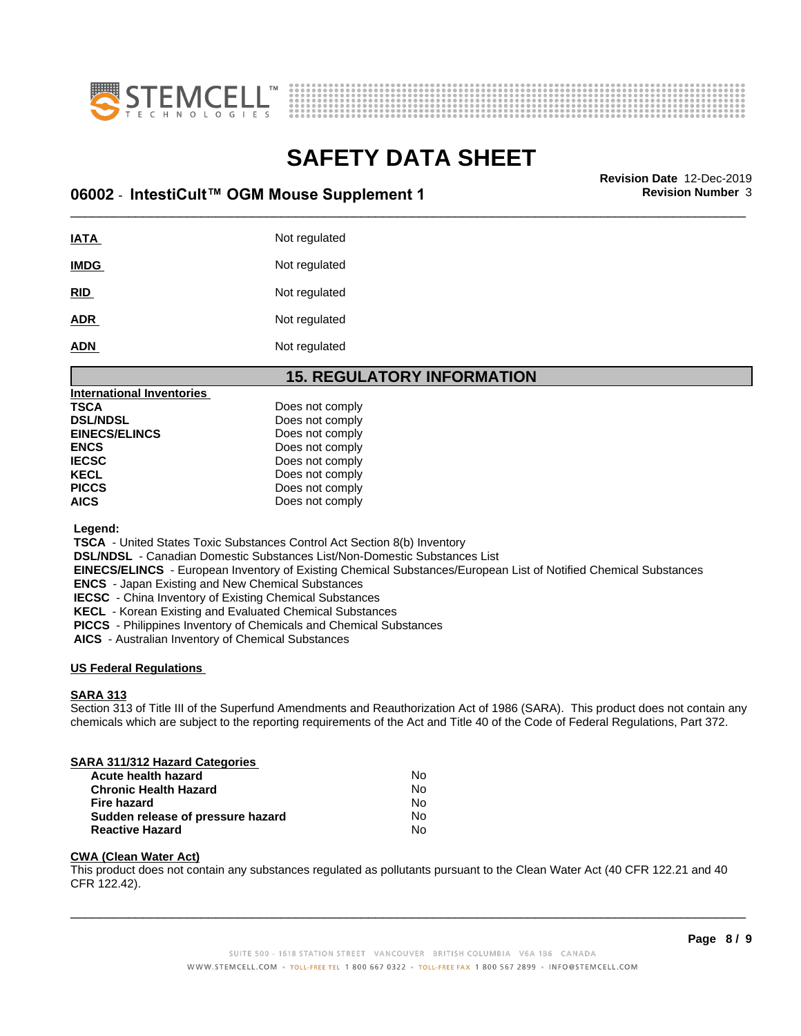| | |
|---|---|
| **IATA** | Not regulated |
| **IMDG** | Not regulated |
| **RID** | Not regulated |
| **ADR** | Not regulated |
| **ADN** | Not regulated |

## 15. REGULATORY INFORMATION

**International Inventories**

| | |
|---|---|
| **TSCA** | Does not comply |
| **DSL/NDSL** | Does not comply |
| **EINECS/ELINCS** | Does not comply |
| **ENCS** | Does not comply |
| **IECSC** | Does not comply |
| **KECL** | Does not comply |
| **PICCS** | Does not comply |
| **AICS** | Does not comply |

**Legend:**

**TSCA** - United States Toxic Substances Control Act Section 8(b) Inventory
**DSL/NDSL** - Canadian Domestic Substances List/Non-Domestic Substances List
**EINECS/ELINCS** - European Inventory of Existing Chemical Substances/European List of Notified Chemical Substances
**ENCS** - Japan Existing and New Chemical Substances
**IECSC** - China Inventory of Existing Chemical Substances
**KECL** - Korean Existing and Evaluated Chemical Substances
**PICCS** - Philippines Inventory of Chemicals and Chemical Substances
**AICS** - Australian Inventory of Chemical Substances

**US Federal Regulations**

**SARA 313**

Section 313 of Title III of the Superfund Amendments and Reauthorization Act of 1986 (SARA). This product does not contain any chemicals which are subject to the reporting requirements of the Act and Title 40 of the Code of Federal Regulations, Part 372.

**SARA 311/312 Hazard Categories**

| | |
|---|---|
| **Acute health hazard** | No |
| **Chronic Health Hazard** | No |
| **Fire hazard** | No |
| **Sudden release of pressure hazard** | No |
| **Reactive Hazard** | No |

**CWA (Clean Water Act)**

This product does not contain any substances regulated as pollutants pursuant to the Clean Water Act (40 CFR 122.21 and 40 CFR 122.42).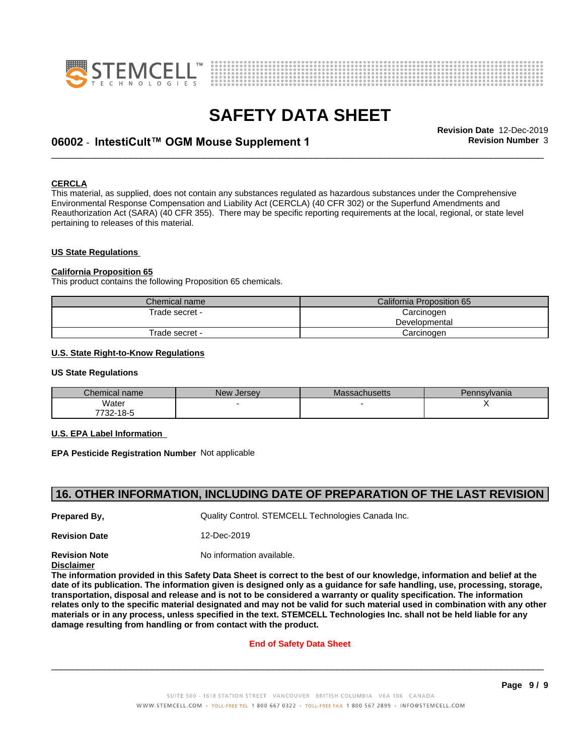**CERCLA**

This material, as supplied, does not contain any substances regulated as hazardous substances under the Comprehensive Environmental Response Compensation and Liability Act (CERCLA) (40 CFR 302) or the Superfund Amendments and Reauthorization Act (SARA) (40 CFR 355). There may be specific reporting requirements at the local, regional, or state level pertaining to releases of this material.

**US State Regulations**

**California Proposition 65**

This product contains the following Proposition 65 chemicals.

| Chemical name | California Proposition 65 |
|---|---|
| Trade secret - | Carcinogen<br>Developmental |
| Trade secret - | Carcinogen |

**U.S. State Right-to-Know Regulations**

**US State Regulations**

| Chemical name | New Jersey | Massachusetts | Pennsylvania |
|---|---|---|---|
| Water<br>7732-18-5 | - | - | X |

**U.S. EPA Label Information**

**EPA Pesticide Registration Number** Not applicable

## 16. OTHER INFORMATION, INCLUDING DATE OF PREPARATION OF THE LAST REVISION

**Prepared By,** Quality Control. STEMCELL Technologies Canada Inc.

**Revision Date** 12-Dec-2019

**Revision Note** No information available.

**Disclaimer**

**The information provided in this Safety Data Sheet is correct to the best of our knowledge, information and belief at the date of its publication. The information given is designed only as a guidance for safe handling, use, processing, storage, transportation, disposal and release and is not to be considered a warranty or quality specification. The information relates only to the specific material designated and may not be valid for such material used in combination with any other materials or in any process, unless specified in the text. STEMCELL Technologies Inc. shall not be held liable for any damage resulting from handling or from contact with the product.**

**End of Safety Data Sheet**